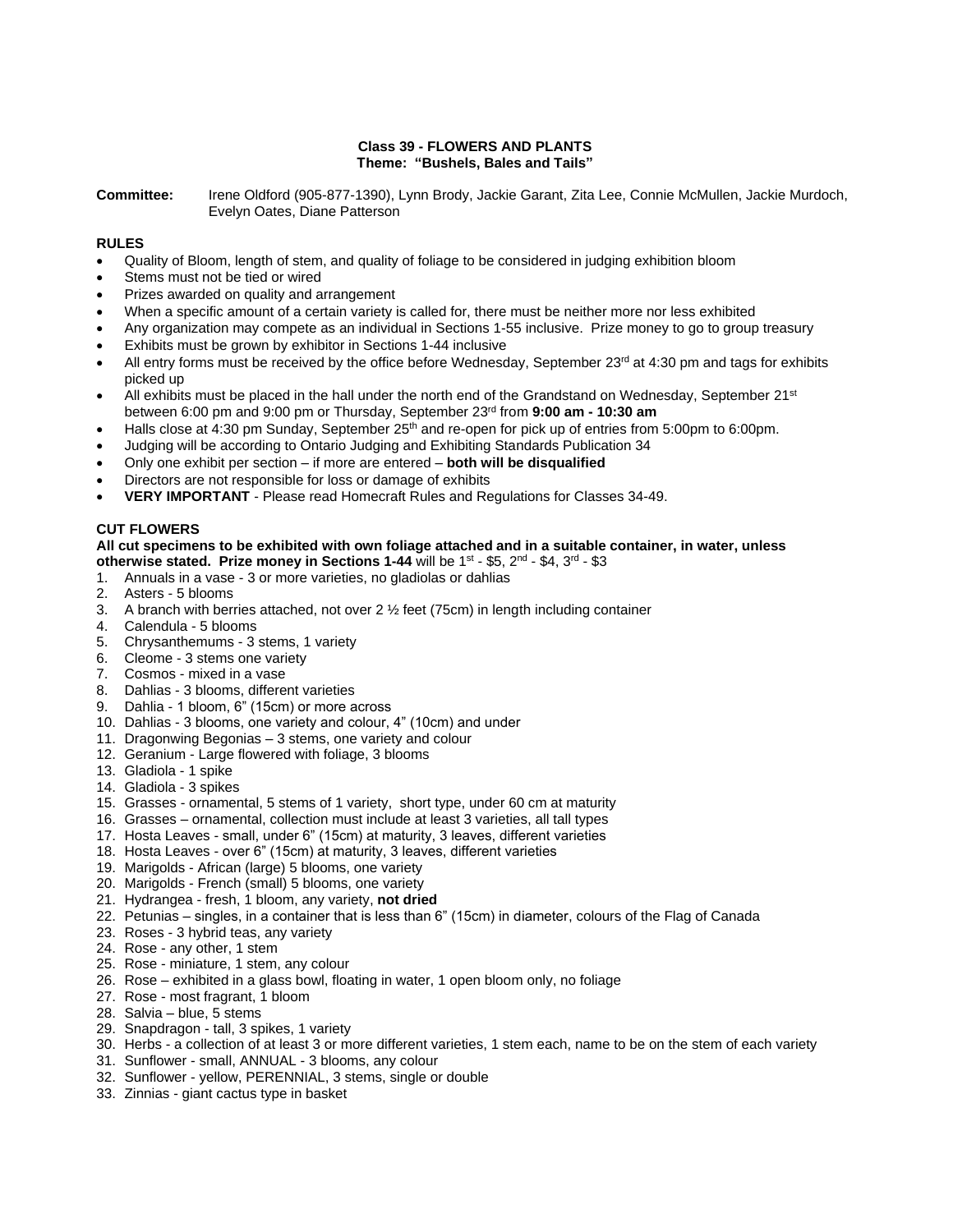## Class 39 - FLOWERS AND PLANTS
## Theme: "Bushels, Bales and Tails"

**Committee:** Irene Oldford (905-877-1390), Lynn Brody, Jackie Garant, Zita Lee, Connie McMullen, Jackie Murdoch, Evelyn Oates, Diane Patterson

### RULES

- Quality of Bloom, length of stem, and quality of foliage to be considered in judging exhibition bloom
- Stems must not be tied or wired
- Prizes awarded on quality and arrangement
- When a specific amount of a certain variety is called for, there must be neither more nor less exhibited
- Any organization may compete as an individual in Sections 1-55 inclusive. Prize money to go to group treasury
- Exhibits must be grown by exhibitor in Sections 1-44 inclusive
- All entry forms must be received by the office before Wednesday, September 23rd at 4:30 pm and tags for exhibits picked up
- All exhibits must be placed in the hall under the north end of the Grandstand on Wednesday, September 21st between 6:00 pm and 9:00 pm or Thursday, September 23rd from **9:00 am - 10:30 am**
- Halls close at 4:30 pm Sunday, September 25th and re-open for pick up of entries from 5:00pm to 6:00pm.
- Judging will be according to Ontario Judging and Exhibiting Standards Publication 34
- Only one exhibit per section – if more are entered – **both will be disqualified**
- Directors are not responsible for loss or damage of exhibits
- **VERY IMPORTANT** - Please read Homecraft Rules and Regulations for Classes 34-49.

### CUT FLOWERS

**All cut specimens to be exhibited with own foliage attached and in a suitable container, in water, unless otherwise stated. Prize money in Sections 1-44** will be 1st - $5, 2nd - $4, 3rd - $3

1. Annuals in a vase - 3 or more varieties, no gladiolas or dahlias
2. Asters - 5 blooms
3. A branch with berries attached, not over 2 ½ feet (75cm) in length including container
4. Calendula - 5 blooms
5. Chrysanthemums - 3 stems, 1 variety
6. Cleome - 3 stems one variety
7. Cosmos - mixed in a vase
8. Dahlias - 3 blooms, different varieties
9. Dahlia - 1 bloom, 6" (15cm) or more across
10. Dahlias - 3 blooms, one variety and colour, 4" (10cm) and under
11. Dragonwing Begonias – 3 stems, one variety and colour
12. Geranium - Large flowered with foliage, 3 blooms
13. Gladiola - 1 spike
14. Gladiola - 3 spikes
15. Grasses - ornamental, 5 stems of 1 variety, short type, under 60 cm at maturity
16. Grasses – ornamental, collection must include at least 3 varieties, all tall types
17. Hosta Leaves - small, under 6" (15cm) at maturity, 3 leaves, different varieties
18. Hosta Leaves - over 6" (15cm) at maturity, 3 leaves, different varieties
19. Marigolds - African (large) 5 blooms, one variety
20. Marigolds - French (small) 5 blooms, one variety
21. Hydrangea - fresh, 1 bloom, any variety, **not dried**
22. Petunias – singles, in a container that is less than 6" (15cm) in diameter, colours of the Flag of Canada
23. Roses - 3 hybrid teas, any variety
24. Rose - any other, 1 stem
25. Rose - miniature, 1 stem, any colour
26. Rose – exhibited in a glass bowl, floating in water, 1 open bloom only, no foliage
27. Rose - most fragrant, 1 bloom
28. Salvia – blue, 5 stems
29. Snapdragon - tall, 3 spikes, 1 variety
30. Herbs - a collection of at least 3 or more different varieties, 1 stem each, name to be on the stem of each variety
31. Sunflower - small, ANNUAL - 3 blooms, any colour
32. Sunflower - yellow, PERENNIAL, 3 stems, single or double
33. Zinnias - giant cactus type in basket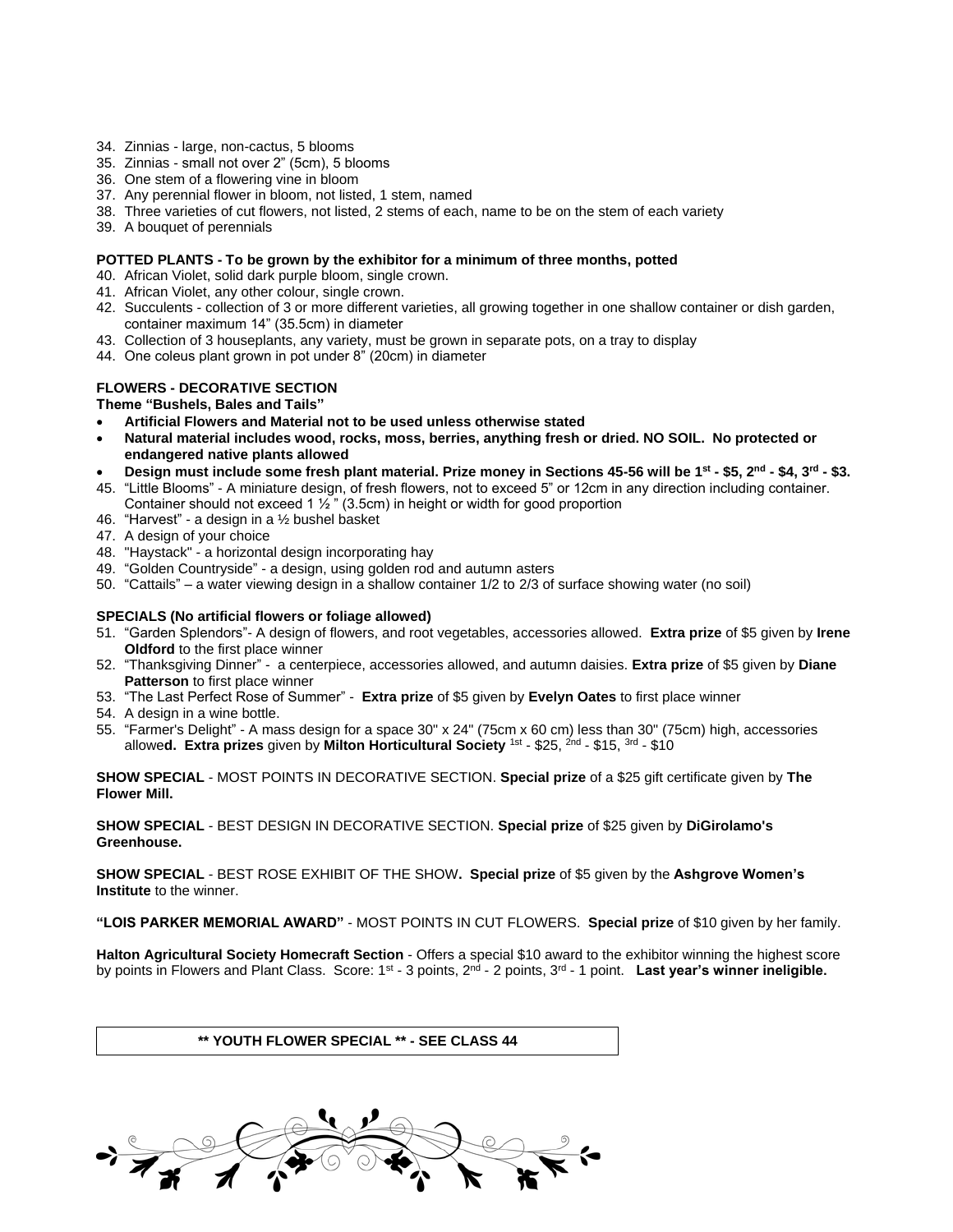34. Zinnias - large, non-cactus, 5 blooms
35. Zinnias - small not over 2" (5cm), 5 blooms
36. One stem of a flowering vine in bloom
37. Any perennial flower in bloom, not listed, 1 stem, named
38. Three varieties of cut flowers, not listed, 2 stems of each, name to be on the stem of each variety
39. A bouquet of perennials

**POTTED PLANTS - To be grown by the exhibitor for a minimum of three months, potted**

40. African Violet, solid dark purple bloom, single crown.
41. African Violet, any other colour, single crown.
42. Succulents - collection of 3 or more different varieties, all growing together in one shallow container or dish garden, container maximum 14" (35.5cm) in diameter
43. Collection of 3 houseplants, any variety, must be grown in separate pots, on a tray to display
44. One coleus plant grown in pot under 8" (20cm) in diameter

**FLOWERS - DECORATIVE SECTION**

**Theme "Bushels, Bales and Tails"**

- **Artificial Flowers and Material not to be used unless otherwise stated**
- **Natural material includes wood, rocks, moss, berries, anything fresh or dried. NO SOIL. No protected or endangered native plants allowed**
- **Design must include some fresh plant material. Prize money in Sections 45-56 will be 1st - $5, 2nd - $4, 3rd - $3.**

45. "Little Blooms" - A miniature design, of fresh flowers, not to exceed 5" or 12cm in any direction including container. Container should not exceed 1 ½ " (3.5cm) in height or width for good proportion
46. "Harvest" - a design in a ½ bushel basket
47. A design of your choice
48. "Haystack" - a horizontal design incorporating hay
49. "Golden Countryside" - a design, using golden rod and autumn asters
50. "Cattails" – a water viewing design in a shallow container 1/2 to 2/3 of surface showing water (no soil)

**SPECIALS (No artificial flowers or foliage allowed)**

51. "Garden Splendors"- A design of flowers, and root vegetables, accessories allowed. **Extra prize** of $5 given by **Irene Oldford** to the first place winner
52. "Thanksgiving Dinner" - a centerpiece, accessories allowed, and autumn daisies. **Extra prize** of $5 given by **Diane Patterson** to first place winner
53. "The Last Perfect Rose of Summer" - **Extra prize** of $5 given by **Evelyn Oates** to first place winner
54. A design in a wine bottle.
55. "Farmer's Delight" - A mass design for a space 30" x 24" (75cm x 60 cm) less than 30" (75cm) high, accessories allowe**d. Extra prizes** given by **Milton Horticultural Society** 1st - $25, 2nd - $15, 3rd - $10

**SHOW SPECIAL** - MOST POINTS IN DECORATIVE SECTION. **Special prize** of a $25 gift certificate given by **The Flower Mill.**

**SHOW SPECIAL** - BEST DESIGN IN DECORATIVE SECTION. **Special prize** of $25 given by **DiGirolamo's Greenhouse.**

**SHOW SPECIAL** - BEST ROSE EXHIBIT OF THE SHOW**. Special prize** of $5 given by the **Ashgrove Women's Institute** to the winner.

**"LOIS PARKER MEMORIAL AWARD"** - MOST POINTS IN CUT FLOWERS. **Special prize** of $10 given by her family.

**Halton Agricultural Society Homecraft Section** - Offers a special $10 award to the exhibitor winning the highest score by points in Flowers and Plant Class. Score: 1st - 3 points, 2nd - 2 points, 3rd - 1 point. **Last year's winner ineligible.**

**\*\* YOUTH FLOWER SPECIAL \*\* - SEE CLASS 44**